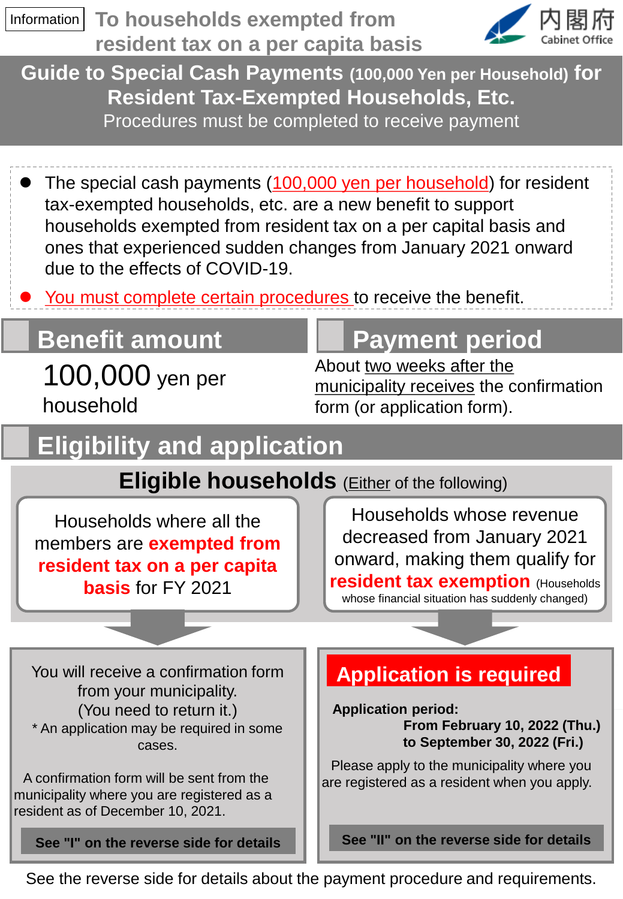Information

# To households exempted from resident tax on a per capita basis

内閣府 Cabinet Office

## Guide to Special Cash Payments (100,000 Yen per Household) for Resident Tax-Exempted Households, Etc.

Procedures must be completed to receive payment

- The special cash payments (100,000 yen per household) for resident tax-exempted households, etc. are a new benefit to support households exempted from resident tax on a per capital basis and ones that experienced sudden changes from January 2021 onward due to the effects of COVID-19.
- **You must complete certain procedures** to receive the benefit.

## Benefit amount

100,000 yen per household

## Payment period

About two weeks after the municipality receives the confirmation form (or application form).

## Eligibility and application

### Eligible households (Either of the following)

**Households where all the members are exempted from resident tax on a per capita basis for FY 2021**

You will receive a confirmation form from your municipality.
(You need to return it.)
* An application may be required in some cases.

A confirmation form will be sent from the municipality where you are registered as a resident as of December 10, 2021.

**See "I" on the reverse side for details**

**Households whose revenue decreased from January 2021 onward, making them qualify for resident tax exemption** (Households whose financial situation has suddenly changed)

**Application is required**

**Application period:**
**From February 10, 2022 (Thu.) to September 30, 2022 (Fri.)**

Please apply to the municipality where you are registered as a resident when you apply.

**See "II" on the reverse side for details**

See the reverse side for details about the payment procedure and requirements.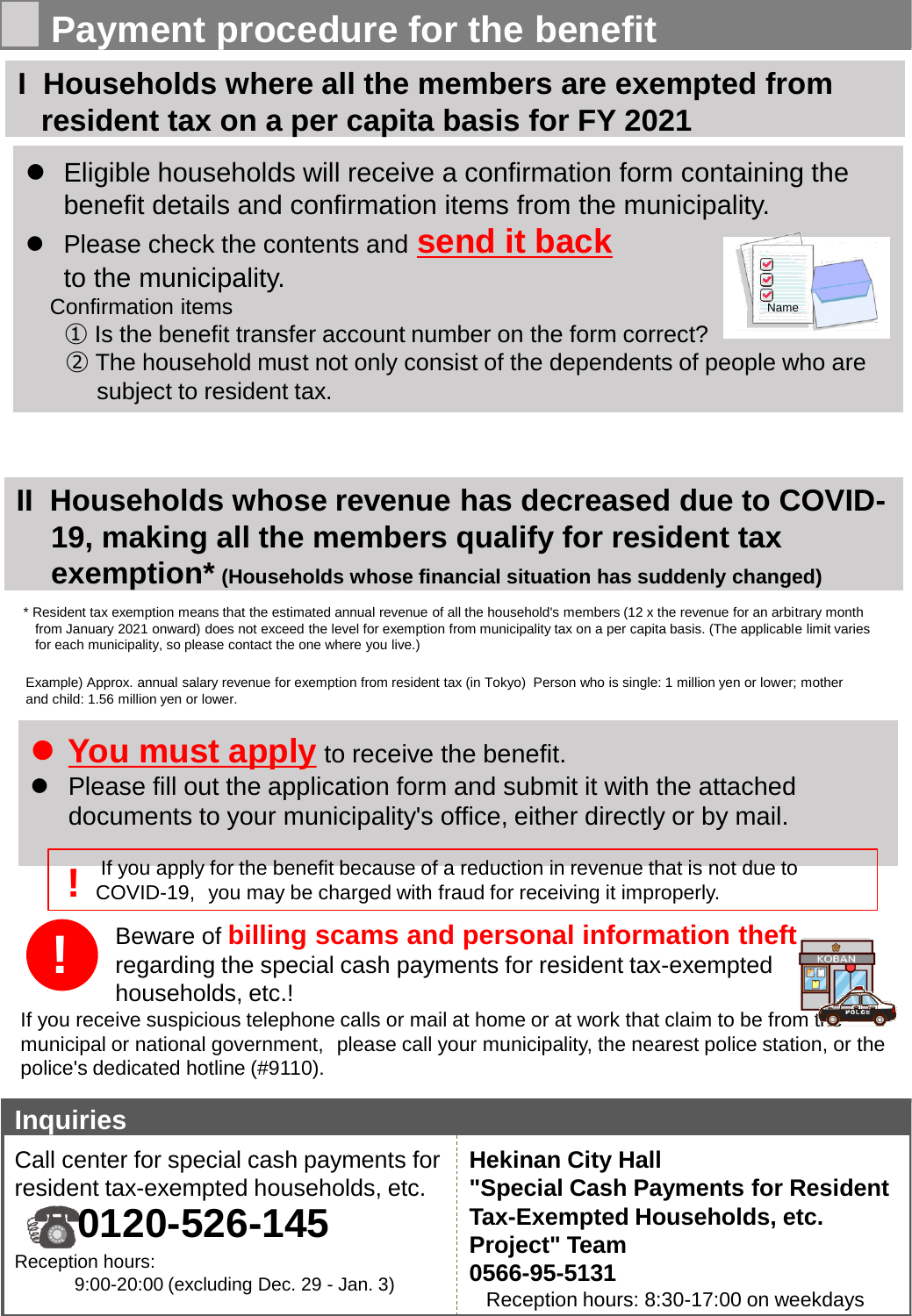# Payment procedure for the benefit

## I Households where all the members are exempted from resident tax on a per capita basis for FY 2021

- Eligible households will receive a confirmation form containing the benefit details and confirmation items from the municipality.
- Please check the contents and **send it back** to the municipality.

Confirmation items

① Is the benefit transfer account number on the form correct?

② The household must not only consist of the dependents of people who are subject to resident tax.

## II Households whose revenue has decreased due to COVID-19, making all the members qualify for resident tax exemption* (Households whose financial situation has suddenly changed)

* Resident tax exemption means that the estimated annual revenue of all the household's members (12 x the revenue for an arbitrary month from January 2021 onward) does not exceed the level for exemption from municipality tax on a per capita basis. (The applicable limit varies for each municipality, so please contact the one where you live.)

Example) Approx. annual salary revenue for exemption from resident tax (in Tokyo) Person who is single: 1 million yen or lower; mother and child: 1.56 million yen or lower.

- **You must apply** to receive the benefit.
- Please fill out the application form and submit it with the attached documents to your municipality's office, either directly or by mail.

! If you apply for the benefit because of a reduction in revenue that is not due to COVID-19, you may be charged with fraud for receiving it improperly.

! Beware of **billing scams and personal information theft** regarding the special cash payments for resident tax-exempted households, etc.!

If you receive suspicious telephone calls or mail at home or at work that claim to be from the municipal or national government, please call your municipality, the nearest police station, or the police's dedicated hotline (#9110).

## Inquiries

Call center for special cash payments for resident tax-exempted households, etc.

**0120-526-145**

Reception hours:
9:00-20:00 (excluding Dec. 29 - Jan. 3)

**Hekinan City Hall**
**"Special Cash Payments for Resident Tax-Exempted Households, etc. Project" Team**
**0566-95-5131**
Reception hours: 8:30-17:00 on weekdays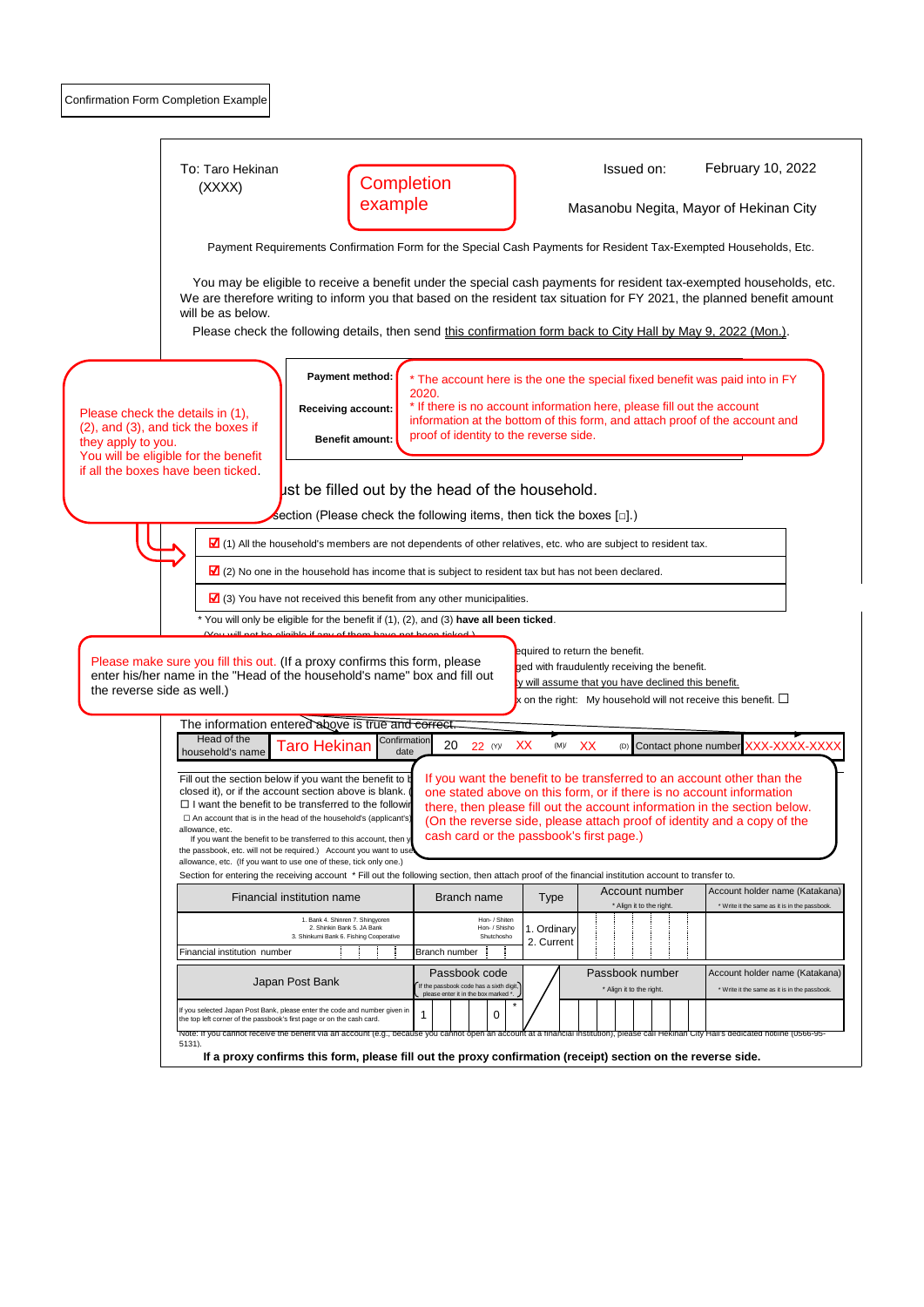Confirmation Form Completion Example

To: Taro Hekinan
(XXXX)

Completion example

Issued on: February 10, 2022

Masanobu Negita, Mayor of Hekinan City

Payment Requirements Confirmation Form for the Special Cash Payments for Resident Tax-Exempted Households, Etc.

You may be eligible to receive a benefit under the special cash payments for resident tax-exempted households, etc. We are therefore writing to inform you that based on the resident tax situation for FY 2021, the planned benefit amount will be as below.

Please check the following details, then send this confirmation form back to City Hall by May 9, 2022 (Mon.).

Please check the details in (1), (2), and (3), and tick the boxes if they apply to you.
You will be eligible for the benefit if all the boxes have been ticked.

**Payment method:**

**Receiving account:**

**Benefit amount:**

* The account here is the one the special fixed benefit was paid into in FY 2020.
* If there is no account information here, please fill out the account information at the bottom of this form, and attach proof of the account and proof of identity to the reverse side.

...ust be filled out by the head of the household.

...section (Please check the following items, then tick the boxes [□].)

☑ (1) All the household's members are not dependents of other relatives, etc. who are subject to resident tax.

☑ (2) No one in the household has income that is subject to resident tax but has not been declared.

☑ (3) You have not received this benefit from any other municipalities.

* You will only be eligible for the benefit if (1), (2), and (3) **have all been ticked**.
(You will not be eligible if any of them have not been ticked.)

Please make sure you fill this out. (If a proxy confirms this form, please enter his/her name in the "Head of the household's name" box and fill out the reverse side as well.)

...equired to return the benefit.
...ged with fraudulently receiving the benefit.
...y will assume that you have declined this benefit.
...x on the right: My household will not receive this benefit. ☐

The information entered above is true and correct.

| Head of the household's name | Taro Hekinan | Confirmation date | 20 22 (Y)/ XX (M)/ XX (D) | Contact phone number | XXX-XXXX-XXXX |
|---|---|---|---|---|---|

Fill out the section below if you want the benefit to b... closed it), or if the account section above is blank. (...
☐ I want the benefit to be transferred to the followin...
☐ An account that is in the head of the household's (applicant's)... allowance, etc.
If you want the benefit to be transferred to this account, then y... the passbook, etc. will not be required.) Account you want to use... allowance, etc. (If you want to use one of these, tick only one.)

If you want the benefit to be transferred to an account other than the one stated above on this form, or if there is no account information there, then please fill out the account information in the section below. (On the reverse side, please attach proof of identity and a copy of the cash card or the passbook's first page.)

Section for entering the receiving account * Fill out the following section, then attach proof of the financial institution account to transfer to.

| Financial institution name | Branch name | Type | Account number<br>* Align it to the right. | Account holder name (Katakana)<br>* Write it the same as it is in the passbook. |
|---|---|---|---|---|
| 1. Bank 4. Shinren 7. Shingyoren<br>2. Shinkin Bank 5. JA Bank<br>3. Shinkumi Bank 6. Fishing Cooperative | Hon- / Shiten<br>Hon- / Shisho<br>Shutchosho | 1. Ordinary<br>2. Current | | |
| Financial institution number | Branch number | | | |

| Japan Post Bank | Passbook code<br>(If the passbook code has a sixth digit, please enter it in the box marked *.) | | Passbook number<br>* Align it to the right. | Account holder name (Katakana)<br>* Write it the same as it is in the passbook. |
|---|---|---|---|---|
| If you selected Japan Post Bank, please enter the code and number given in the top left corner of the passbook's first page or on the cash card. | 1 &nbsp; &nbsp; 0 * | | | |

Note: If you cannot receive the benefit via an account (e.g., because you cannot open an account at a financial institution), please call Hekinan City Hall's dedicated hotline (0566-95-5131).

**If a proxy confirms this form, please fill out the proxy confirmation (receipt) section on the reverse side.**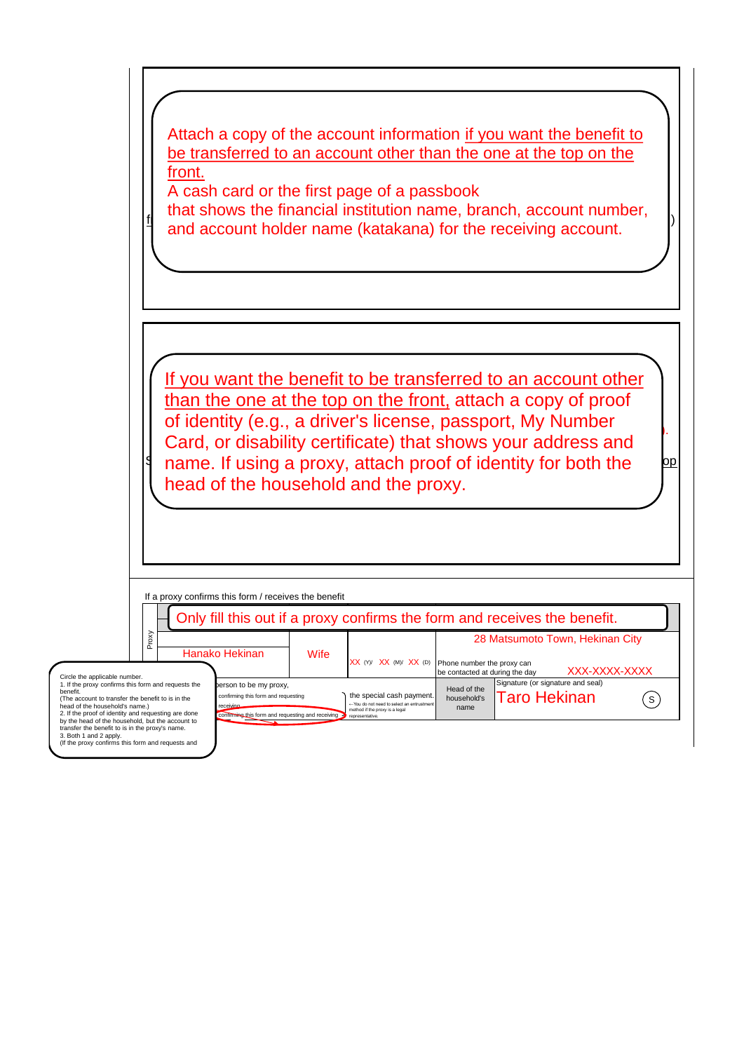Attach a copy of the account information if you want the benefit to be transferred to an account other than the one at the top on the front.
A cash card or the first page of a passbook
that shows the financial institution name, branch, account number, and account holder name (katakana) for the receiving account.

If you want the benefit to be transferred to an account other than the one at the top on the front, attach a copy of proof of identity (e.g., a driver's license, passport, My Number Card, or disability certificate) that shows your address and name. If using a proxy, attach proof of identity for both the head of the household and the proxy.

If a proxy confirms this form / receives the benefit

Only fill this out if a proxy confirms the form and receives the benefit.

| Proxy | | | | |
|---|---|---|---|---|
| Hanako Hekinan | Wife | XX (Y)/ XX (M)/ XX (D) | 28 Matsumoto Town, Hekinan City<br>Phone number the proxy can be contacted at during the day XXX-XXXX-XXXX | |
| person to be my proxy,<br>confirming this form and requesting receiving<br>confirming this form and requesting and receiving | the special cash payment.<br>←You do not need to select an entrustment method if the proxy is a legal representative. | Head of the household's name | Signature (or signature and seal)<br>Taro Hekinan (S) | |

Circle the applicable number.
1. If the proxy confirms this form and requests the benefit.
(The account to transfer the benefit to is in the head of the household's name.)
2. If the proof of identity and requesting are done by the head of the household, but the account to transfer the benefit to is in the proxy's name.
3. Both 1 and 2 apply.
(If the proxy confirms this form and requests and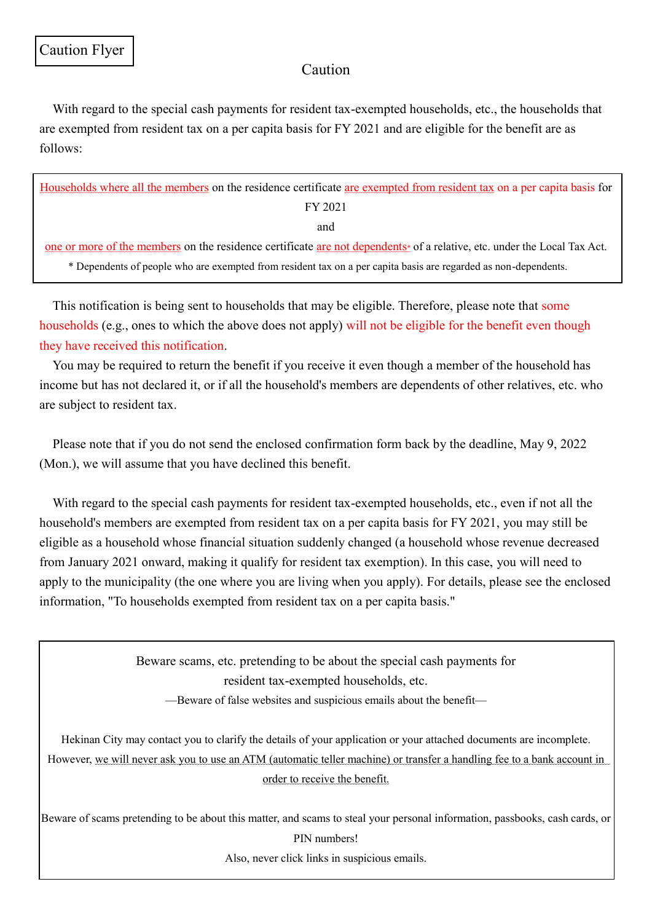Caution Flyer

# Caution

With regard to the special cash payments for resident tax-exempted households, etc., the households that are exempted from resident tax on a per capita basis for FY 2021 and are eligible for the benefit are as follows:

> Households where all the members on the residence certificate are exempted from resident tax on a per capita basis for FY 2021
>
> and
>
> one or more of the members on the residence certificate are not dependents* of a relative, etc. under the Local Tax Act.
>
> * Dependents of people who are exempted from resident tax on a per capita basis are regarded as non-dependents.

This notification is being sent to households that may be eligible. Therefore, please note that some households (e.g., ones to which the above does not apply) will not be eligible for the benefit even though they have received this notification.

You may be required to return the benefit if you receive it even though a member of the household has income but has not declared it, or if all the household's members are dependents of other relatives, etc. who are subject to resident tax.

Please note that if you do not send the enclosed confirmation form back by the deadline, May 9, 2022 (Mon.), we will assume that you have declined this benefit.

With regard to the special cash payments for resident tax-exempted households, etc., even if not all the household's members are exempted from resident tax on a per capita basis for FY 2021, you may still be eligible as a household whose financial situation suddenly changed (a household whose revenue decreased from January 2021 onward, making it qualify for resident tax exemption). In this case, you will need to apply to the municipality (the one where you are living when you apply). For details, please see the enclosed information, "To households exempted from resident tax on a per capita basis."

> **Beware scams, etc. pretending to be about the special cash payments for resident tax-exempted households, etc.**
>
> —Beware of false websites and suspicious emails about the benefit—
>
> Hekinan City may contact you to clarify the details of your application or your attached documents are incomplete. However, we will never ask you to use an ATM (automatic teller machine) or transfer a handling fee to a bank account in order to receive the benefit.
>
> Beware of scams pretending to be about this matter, and scams to steal your personal information, passbooks, cash cards, or PIN numbers!
>
> Also, never click links in suspicious emails.